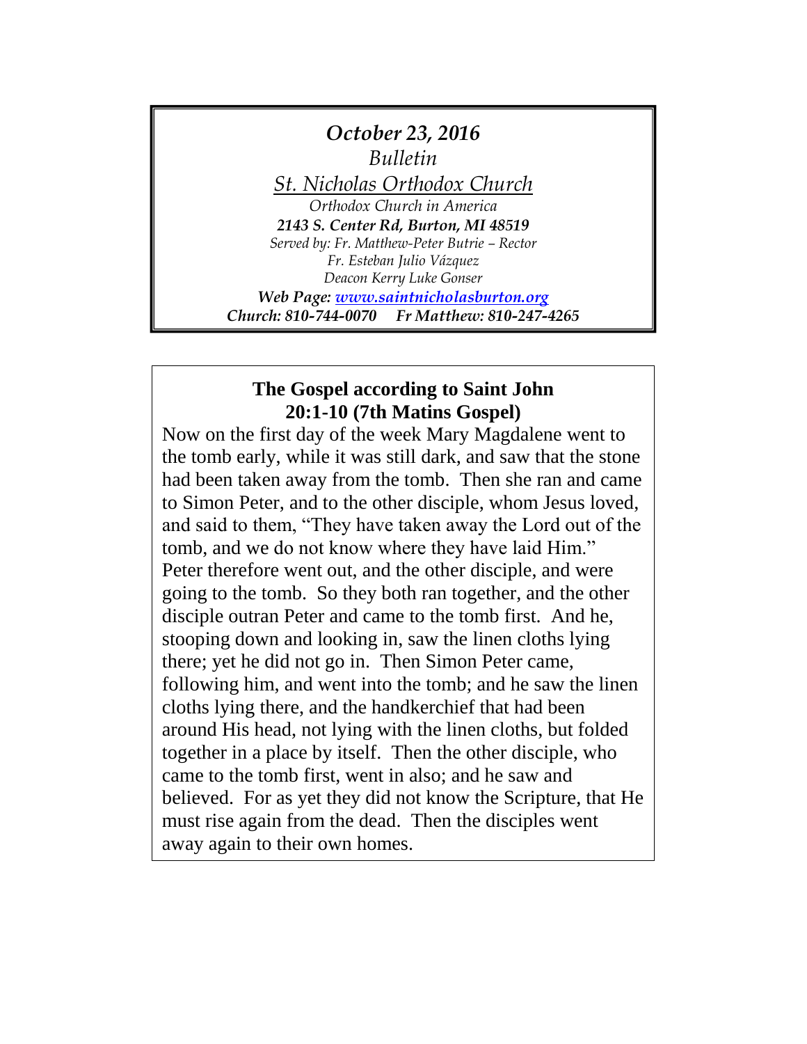*October 23, 2016*

*Bulletin*

*St. Nicholas Orthodox Church*

*Orthodox Church in America*

***2143 S. Center Rd, Burton, MI 48519***

*Served by: Fr. Matthew-Peter Butrie – Rector*

*Fr. Esteban Julio Vázquez*

*Deacon Kerry Luke Gonser*

***Web Page: [www.saintnicholasburton.org](http://www.saintnicholasburton.org)***

***Church: 810-744-0070     Fr Matthew: 810-247-4265***

## The Gospel according to Saint John 20:1-10 (7th Matins Gospel)

Now on the first day of the week Mary Magdalene went to the tomb early, while it was still dark, and saw that the stone had been taken away from the tomb. Then she ran and came to Simon Peter, and to the other disciple, whom Jesus loved, and said to them, "They have taken away the Lord out of the tomb, and we do not know where they have laid Him." Peter therefore went out, and the other disciple, and were going to the tomb. So they both ran together, and the other disciple outran Peter and came to the tomb first. And he, stooping down and looking in, saw the linen cloths lying there; yet he did not go in. Then Simon Peter came, following him, and went into the tomb; and he saw the linen cloths lying there, and the handkerchief that had been around His head, not lying with the linen cloths, but folded together in a place by itself. Then the other disciple, who came to the tomb first, went in also; and he saw and believed. For as yet they did not know the Scripture, that He must rise again from the dead. Then the disciples went away again to their own homes.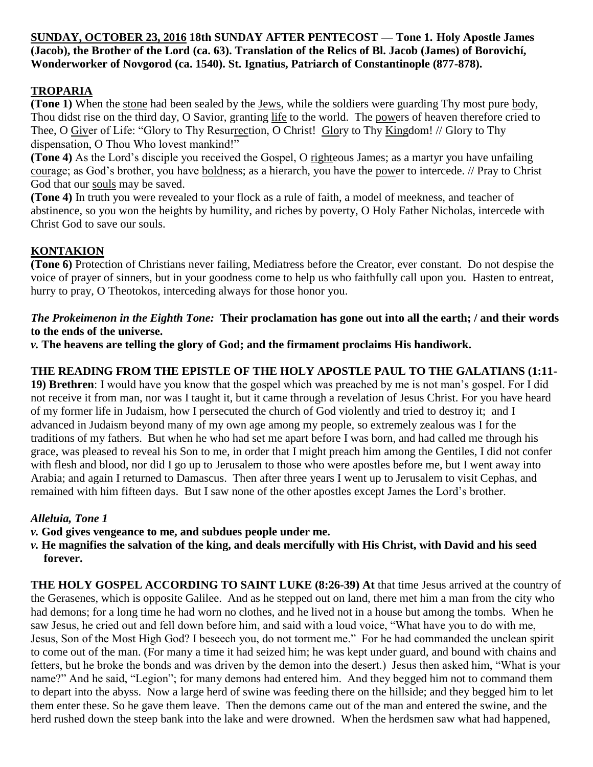**SUNDAY, OCTOBER 23, 2016 18th SUNDAY AFTER PENTECOST — Tone 1. Holy Apostle James (Jacob), the Brother of the Lord (ca. 63). Translation of the Relics of Bl. Jacob (James) of Borovichí, Wonderworker of Novgorod (ca. 1540). St. Ignatius, Patriarch of Constantinople (877-878).**

## TROPARIA

**(Tone 1)** When the stone had been sealed by the Jews, while the soldiers were guarding Thy most pure body, Thou didst rise on the third day, O Savior, granting life to the world. The powers of heaven therefore cried to Thee, O Giver of Life: "Glory to Thy Resurrection, O Christ! Glory to Thy Kingdom! // Glory to Thy dispensation, O Thou Who lovest mankind!"

**(Tone 4)** As the Lord's disciple you received the Gospel, O righteous James; as a martyr you have unfailing courage; as God's brother, you have boldness; as a hierarch, you have the power to intercede. // Pray to Christ God that our souls may be saved.

**(Tone 4)** In truth you were revealed to your flock as a rule of faith, a model of meekness, and teacher of abstinence, so you won the heights by humility, and riches by poverty, O Holy Father Nicholas, intercede with Christ God to save our souls.

## KONTAKION

**(Tone 6)** Protection of Christians never failing, Mediatress before the Creator, ever constant. Do not despise the voice of prayer of sinners, but in your goodness come to help us who faithfully call upon you. Hasten to entreat, hurry to pray, O Theotokos, interceding always for those honor you.

***The Prokeimenon in the Eighth Tone:*** **Their proclamation has gone out into all the earth; / and their words to the ends of the universe.**

***v.*** **The heavens are telling the glory of God; and the firmament proclaims His handiwork.**

**THE READING FROM THE EPISTLE OF THE HOLY APOSTLE PAUL TO THE GALATIANS (1:11-19) Brethren**: I would have you know that the gospel which was preached by me is not man's gospel. For I did not receive it from man, nor was I taught it, but it came through a revelation of Jesus Christ. For you have heard of my former life in Judaism, how I persecuted the church of God violently and tried to destroy it; and I advanced in Judaism beyond many of my own age among my people, so extremely zealous was I for the traditions of my fathers. But when he who had set me apart before I was born, and had called me through his grace, was pleased to reveal his Son to me, in order that I might preach him among the Gentiles, I did not confer with flesh and blood, nor did I go up to Jerusalem to those who were apostles before me, but I went away into Arabia; and again I returned to Damascus. Then after three years I went up to Jerusalem to visit Cephas, and remained with him fifteen days. But I saw none of the other apostles except James the Lord's brother.

***Alleluia, Tone 1***

***v.*** **God gives vengeance to me, and subdues people under me.**

***v.*** **He magnifies the salvation of the king, and deals mercifully with His Christ, with David and his seed forever.**

**THE HOLY GOSPEL ACCORDING TO SAINT LUKE (8:26-39) At** that time Jesus arrived at the country of the Gerasenes, which is opposite Galilee. And as he stepped out on land, there met him a man from the city who had demons; for a long time he had worn no clothes, and he lived not in a house but among the tombs. When he saw Jesus, he cried out and fell down before him, and said with a loud voice, "What have you to do with me, Jesus, Son of the Most High God? I beseech you, do not torment me." For he had commanded the unclean spirit to come out of the man. (For many a time it had seized him; he was kept under guard, and bound with chains and fetters, but he broke the bonds and was driven by the demon into the desert.) Jesus then asked him, "What is your name?" And he said, "Legion"; for many demons had entered him. And they begged him not to command them to depart into the abyss. Now a large herd of swine was feeding there on the hillside; and they begged him to let them enter these. So he gave them leave. Then the demons came out of the man and entered the swine, and the herd rushed down the steep bank into the lake and were drowned. When the herdsmen saw what had happened,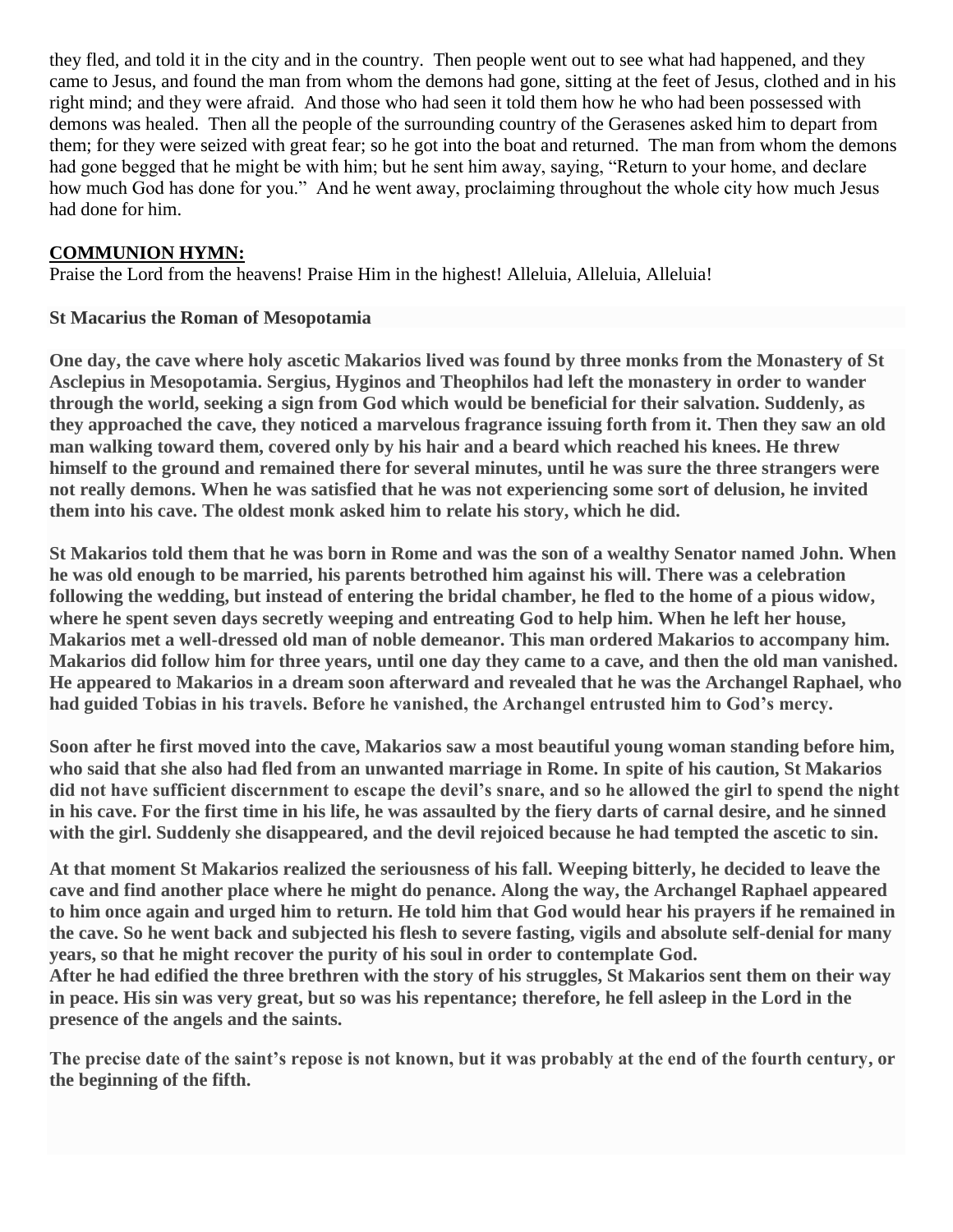they fled, and told it in the city and in the country. Then people went out to see what had happened, and they came to Jesus, and found the man from whom the demons had gone, sitting at the feet of Jesus, clothed and in his right mind; and they were afraid. And those who had seen it told them how he who had been possessed with demons was healed. Then all the people of the surrounding country of the Gerasenes asked him to depart from them; for they were seized with great fear; so he got into the boat and returned. The man from whom the demons had gone begged that he might be with him; but he sent him away, saying, "Return to your home, and declare how much God has done for you." And he went away, proclaiming throughout the whole city how much Jesus had done for him.

**COMMUNION HYMN:**

Praise the Lord from the heavens! Praise Him in the highest! Alleluia, Alleluia, Alleluia!

**St Macarius the Roman of Mesopotamia**

**One day, the cave where holy ascetic Makarios lived was found by three monks from the Monastery of St Asclepius in Mesopotamia. Sergius, Hyginos and Theophilos had left the monastery in order to wander through the world, seeking a sign from God which would be beneficial for their salvation. Suddenly, as they approached the cave, they noticed a marvelous fragrance issuing forth from it. Then they saw an old man walking toward them, covered only by his hair and a beard which reached his knees. He threw himself to the ground and remained there for several minutes, until he was sure the three strangers were not really demons. When he was satisfied that he was not experiencing some sort of delusion, he invited them into his cave. The oldest monk asked him to relate his story, which he did.**

**St Makarios told them that he was born in Rome and was the son of a wealthy Senator named John. When he was old enough to be married, his parents betrothed him against his will. There was a celebration following the wedding, but instead of entering the bridal chamber, he fled to the home of a pious widow, where he spent seven days secretly weeping and entreating God to help him. When he left her house, Makarios met a well-dressed old man of noble demeanor. This man ordered Makarios to accompany him. Makarios did follow him for three years, until one day they came to a cave, and then the old man vanished. He appeared to Makarios in a dream soon afterward and revealed that he was the Archangel Raphael, who had guided Tobias in his travels. Before he vanished, the Archangel entrusted him to God's mercy.**

**Soon after he first moved into the cave, Makarios saw a most beautiful young woman standing before him, who said that she also had fled from an unwanted marriage in Rome. In spite of his caution, St Makarios did not have sufficient discernment to escape the devil's snare, and so he allowed the girl to spend the night in his cave. For the first time in his life, he was assaulted by the fiery darts of carnal desire, and he sinned with the girl. Suddenly she disappeared, and the devil rejoiced because he had tempted the ascetic to sin.**

**At that moment St Makarios realized the seriousness of his fall. Weeping bitterly, he decided to leave the cave and find another place where he might do penance. Along the way, the Archangel Raphael appeared to him once again and urged him to return. He told him that God would hear his prayers if he remained in the cave. So he went back and subjected his flesh to severe fasting, vigils and absolute self-denial for many years, so that he might recover the purity of his soul in order to contemplate God.**
**After he had edified the three brethren with the story of his struggles, St Makarios sent them on their way in peace. His sin was very great, but so was his repentance; therefore, he fell asleep in the Lord in the presence of the angels and the saints.**

**The precise date of the saint's repose is not known, but it was probably at the end of the fourth century, or the beginning of the fifth.**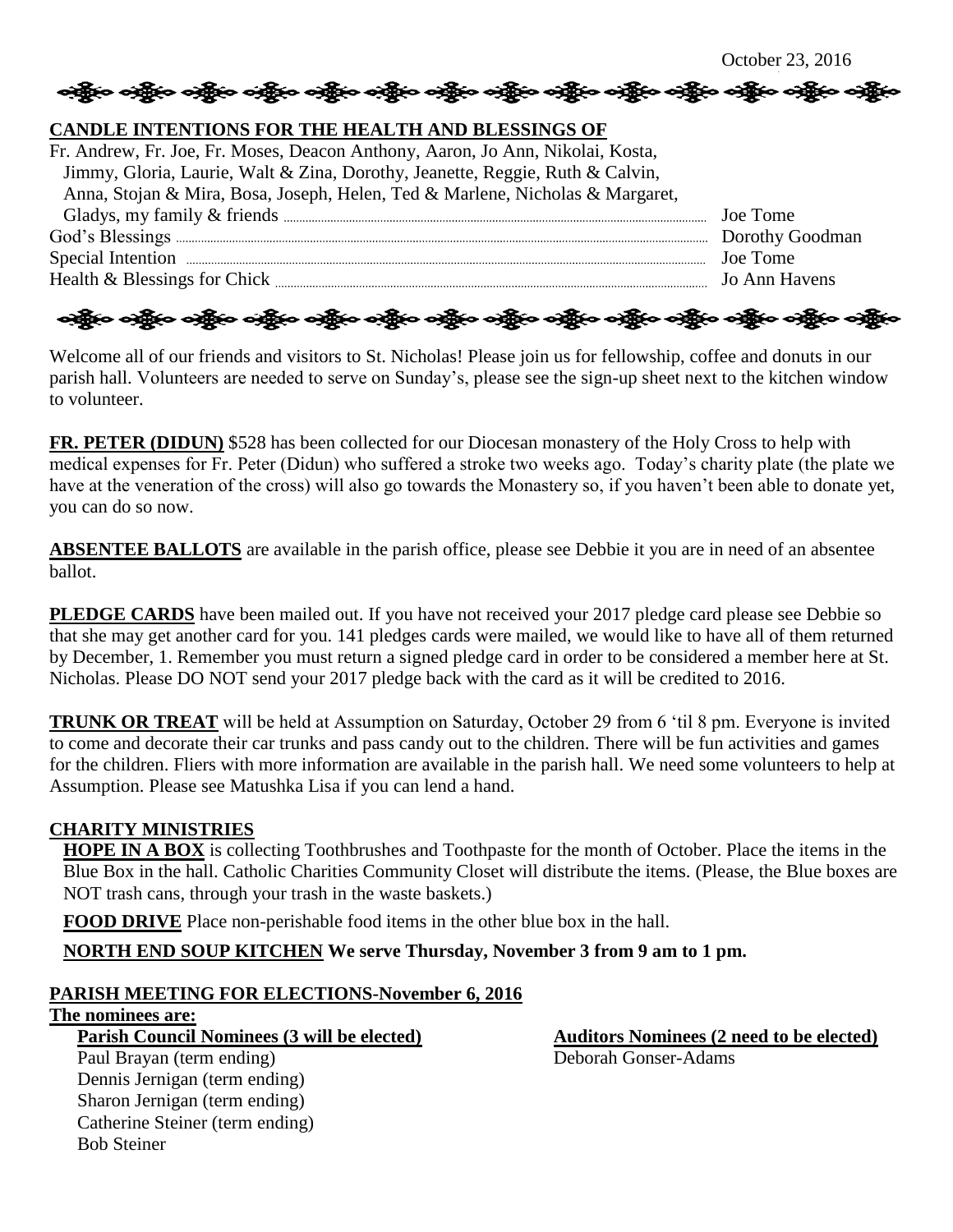October 23, 2016

**CANDLE INTENTIONS FOR THE HEALTH AND BLESSINGS OF**

| | |
|---|---|
| Fr. Andrew, Fr. Joe, Fr. Moses, Deacon Anthony, Aaron, Jo Ann, Nikolai, Kosta, Jimmy, Gloria, Laurie, Walt & Zina, Dorothy, Jeanette, Reggie, Ruth & Calvin, Anna, Stojan & Mira, Bosa, Joseph, Helen, Ted & Marlene, Nicholas & Margaret, Gladys, my family & friends | Joe Tome |
| God's Blessings | Dorothy Goodman |
| Special Intention | Joe Tome |
| Health & Blessings for Chick | Jo Ann Havens |

Welcome all of our friends and visitors to St. Nicholas! Please join us for fellowship, coffee and donuts in our parish hall. Volunteers are needed to serve on Sunday's, please see the sign-up sheet next to the kitchen window to volunteer.

**FR. PETER (DIDUN)** $528 has been collected for our Diocesan monastery of the Holy Cross to help with medical expenses for Fr. Peter (Didun) who suffered a stroke two weeks ago. Today's charity plate (the plate we have at the veneration of the cross) will also go towards the Monastery so, if you haven't been able to donate yet, you can do so now.

**ABSENTEE BALLOTS** are available in the parish office, please see Debbie it you are in need of an absentee ballot.

**PLEDGE CARDS** have been mailed out. If you have not received your 2017 pledge card please see Debbie so that she may get another card for you. 141 pledges cards were mailed, we would like to have all of them returned by December, 1. Remember you must return a signed pledge card in order to be considered a member here at St. Nicholas. Please DO NOT send your 2017 pledge back with the card as it will be credited to 2016.

**TRUNK OR TREAT** will be held at Assumption on Saturday, October 29 from 6 'til 8 pm. Everyone is invited to come and decorate their car trunks and pass candy out to the children. There will be fun activities and games for the children. Fliers with more information are available in the parish hall. We need some volunteers to help at Assumption. Please see Matushka Lisa if you can lend a hand.

**CHARITY MINISTRIES**

**HOPE IN A BOX** is collecting Toothbrushes and Toothpaste for the month of October. Place the items in the Blue Box in the hall. Catholic Charities Community Closet will distribute the items. (Please, the Blue boxes are NOT trash cans, through your trash in the waste baskets.)

**FOOD DRIVE** Place non-perishable food items in the other blue box in the hall.

**NORTH END SOUP KITCHEN We serve Thursday, November 3 from 9 am to 1 pm.**

**PARISH MEETING FOR ELECTIONS-November 6, 2016**

**The nominees are:**

**Parish Council Nominees (3 will be elected)**

Paul Brayan (term ending)
Dennis Jernigan (term ending)
Sharon Jernigan (term ending)
Catherine Steiner (term ending)
Bob Steiner

**Auditors Nominees (2 need to be elected)**

Deborah Gonser-Adams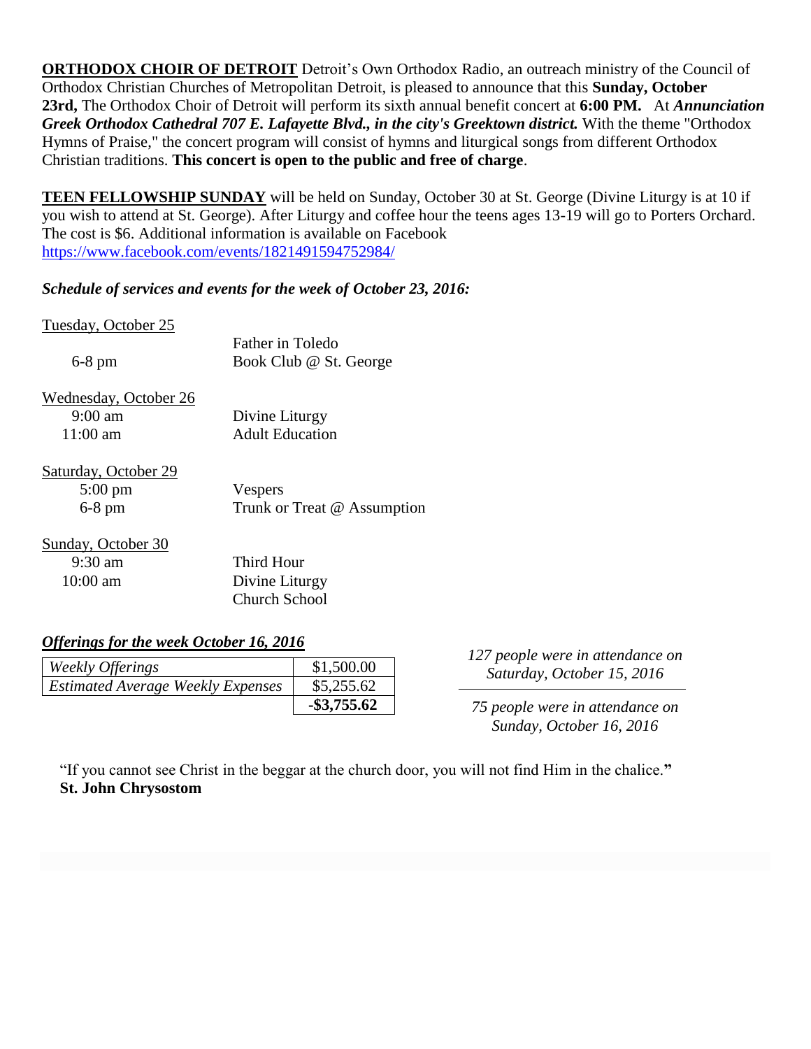**ORTHODOX CHOIR OF DETROIT** Detroit's Own Orthodox Radio, an outreach ministry of the Council of Orthodox Christian Churches of Metropolitan Detroit, is pleased to announce that this **Sunday, October 23rd,** The Orthodox Choir of Detroit will perform its sixth annual benefit concert at **6:00 PM.** At ***Annunciation Greek Orthodox Cathedral 707 E. Lafayette Blvd., in the city's Greektown district.*** With the theme "Orthodox Hymns of Praise," the concert program will consist of hymns and liturgical songs from different Orthodox Christian traditions. **This concert is open to the public and free of charge**.

**TEEN FELLOWSHIP SUNDAY** will be held on Sunday, October 30 at St. George (Divine Liturgy is at 10 if you wish to attend at St. George). After Liturgy and coffee hour the teens ages 13-19 will go to Porters Orchard. The cost is $6. Additional information is available on Facebook https://www.facebook.com/events/1821491594752984/

***Schedule of services and events for the week of October 23, 2016:***

Tuesday, October 25

| | |
|---|---|
| | Father in Toledo |
| 6-8 pm | Book Club @ St. George |

Wednesday, October 26

| | |
|---|---|
| 9:00 am | Divine Liturgy |
| 11:00 am | Adult Education |

Saturday, October 29

| | |
|---|---|
| 5:00 pm | Vespers |
| 6-8 pm | Trunk or Treat @ Assumption |

Sunday, October 30

| | |
|---|---|
| 9:30 am | Third Hour |
| 10:00 am | Divine Liturgy |
| | Church School |

***Offerings for the week October 16, 2016***

| | |
|---|---|
| *Weekly Offerings* | $1,500.00 |
| *Estimated Average Weekly Expenses* | $5,255.62 |
| | **-$3,755.62** |

*127 people were in attendance on Saturday, October 15, 2016*

*75 people were in attendance on Sunday, October 16, 2016*

"If you cannot see Christ in the beggar at the church door, you will not find Him in the chalice."
**St. John Chrysostom**